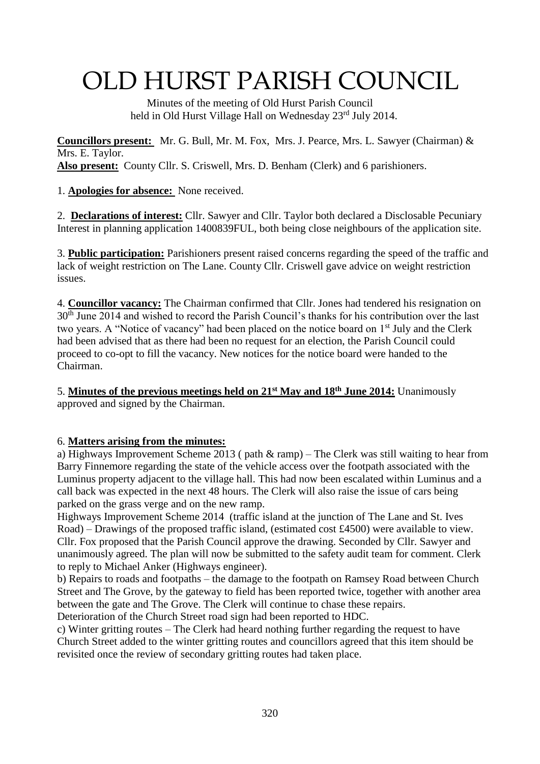# OLD HURST PARISH COUNCIL

Minutes of the meeting of Old Hurst Parish Council held in Old Hurst Village Hall on Wednesday 23rd July 2014.

**Councillors present:** Mr. G. Bull, Mr. M. Fox, Mrs. J. Pearce, Mrs. L. Sawyer (Chairman) & Mrs. E. Taylor.
**Also present:** County Cllr. S. Criswell, Mrs. D. Benham (Clerk) and 6 parishioners.

1. **Apologies for absence:** None received.

2. **Declarations of interest:** Cllr. Sawyer and Cllr. Taylor both declared a Disclosable Pecuniary Interest in planning application 1400839FUL, both being close neighbours of the application site.

3. **Public participation:** Parishioners present raised concerns regarding the speed of the traffic and lack of weight restriction on The Lane. County Cllr. Criswell gave advice on weight restriction issues.

4. **Councillor vacancy:** The Chairman confirmed that Cllr. Jones had tendered his resignation on 30th June 2014 and wished to record the Parish Council's thanks for his contribution over the last two years. A "Notice of vacancy" had been placed on the notice board on 1st July and the Clerk had been advised that as there had been no request for an election, the Parish Council could proceed to co-opt to fill the vacancy. New notices for the notice board were handed to the Chairman.

5. **Minutes of the previous meetings held on 21st May and 18th June 2014:** Unanimously approved and signed by the Chairman.

6. **Matters arising from the minutes:**
a) Highways Improvement Scheme 2013 ( path & ramp) – The Clerk was still waiting to hear from Barry Finnemore regarding the state of the vehicle access over the footpath associated with the Luminus property adjacent to the village hall. This had now been escalated within Luminus and a call back was expected in the next 48 hours. The Clerk will also raise the issue of cars being parked on the grass verge and on the new ramp.
Highways Improvement Scheme 2014 (traffic island at the junction of The Lane and St. Ives Road) – Drawings of the proposed traffic island, (estimated cost £4500) were available to view. Cllr. Fox proposed that the Parish Council approve the drawing. Seconded by Cllr. Sawyer and unanimously agreed. The plan will now be submitted to the safety audit team for comment. Clerk to reply to Michael Anker (Highways engineer).
b) Repairs to roads and footpaths – the damage to the footpath on Ramsey Road between Church Street and The Grove, by the gateway to field has been reported twice, together with another area between the gate and The Grove. The Clerk will continue to chase these repairs.
Deterioration of the Church Street road sign had been reported to HDC.
c) Winter gritting routes – The Clerk had heard nothing further regarding the request to have Church Street added to the winter gritting routes and councillors agreed that this item should be revisited once the review of secondary gritting routes had taken place.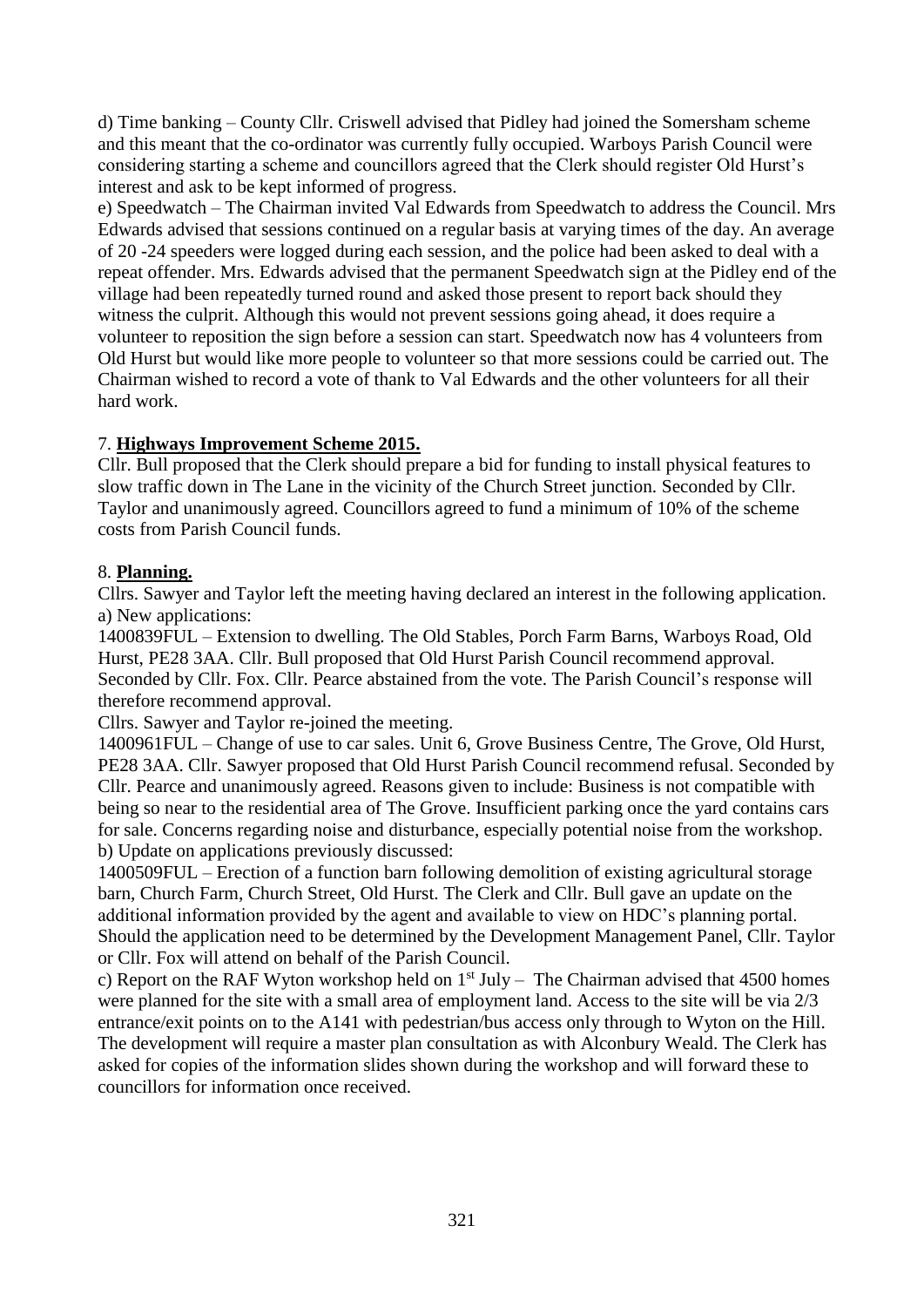d) Time banking – County Cllr. Criswell advised that Pidley had joined the Somersham scheme and this meant that the co-ordinator was currently fully occupied. Warboys Parish Council were considering starting a scheme and councillors agreed that the Clerk should register Old Hurst's interest and ask to be kept informed of progress.

e) Speedwatch – The Chairman invited Val Edwards from Speedwatch to address the Council. Mrs Edwards advised that sessions continued on a regular basis at varying times of the day. An average of 20 -24 speeders were logged during each session, and the police had been asked to deal with a repeat offender. Mrs. Edwards advised that the permanent Speedwatch sign at the Pidley end of the village had been repeatedly turned round and asked those present to report back should they witness the culprit. Although this would not prevent sessions going ahead, it does require a volunteer to reposition the sign before a session can start. Speedwatch now has 4 volunteers from Old Hurst but would like more people to volunteer so that more sessions could be carried out. The Chairman wished to record a vote of thank to Val Edwards and the other volunteers for all their hard work.

7. **Highways Improvement Scheme 2015.**

Cllr. Bull proposed that the Clerk should prepare a bid for funding to install physical features to slow traffic down in The Lane in the vicinity of the Church Street junction. Seconded by Cllr. Taylor and unanimously agreed. Councillors agreed to fund a minimum of 10% of the scheme costs from Parish Council funds.

8. **Planning.**

Cllrs. Sawyer and Taylor left the meeting having declared an interest in the following application.

a) New applications:

1400839FUL – Extension to dwelling. The Old Stables, Porch Farm Barns, Warboys Road, Old Hurst, PE28 3AA. Cllr. Bull proposed that Old Hurst Parish Council recommend approval. Seconded by Cllr. Fox. Cllr. Pearce abstained from the vote. The Parish Council's response will therefore recommend approval.

Cllrs. Sawyer and Taylor re-joined the meeting.

1400961FUL – Change of use to car sales. Unit 6, Grove Business Centre, The Grove, Old Hurst, PE28 3AA. Cllr. Sawyer proposed that Old Hurst Parish Council recommend refusal. Seconded by Cllr. Pearce and unanimously agreed. Reasons given to include: Business is not compatible with being so near to the residential area of The Grove. Insufficient parking once the yard contains cars for sale. Concerns regarding noise and disturbance, especially potential noise from the workshop.

b) Update on applications previously discussed:

1400509FUL – Erection of a function barn following demolition of existing agricultural storage barn, Church Farm, Church Street, Old Hurst. The Clerk and Cllr. Bull gave an update on the additional information provided by the agent and available to view on HDC's planning portal. Should the application need to be determined by the Development Management Panel, Cllr. Taylor or Cllr. Fox will attend on behalf of the Parish Council.

c) Report on the RAF Wyton workshop held on 1st July – The Chairman advised that 4500 homes were planned for the site with a small area of employment land. Access to the site will be via 2/3 entrance/exit points on to the A141 with pedestrian/bus access only through to Wyton on the Hill. The development will require a master plan consultation as with Alconbury Weald. The Clerk has asked for copies of the information slides shown during the workshop and will forward these to councillors for information once received.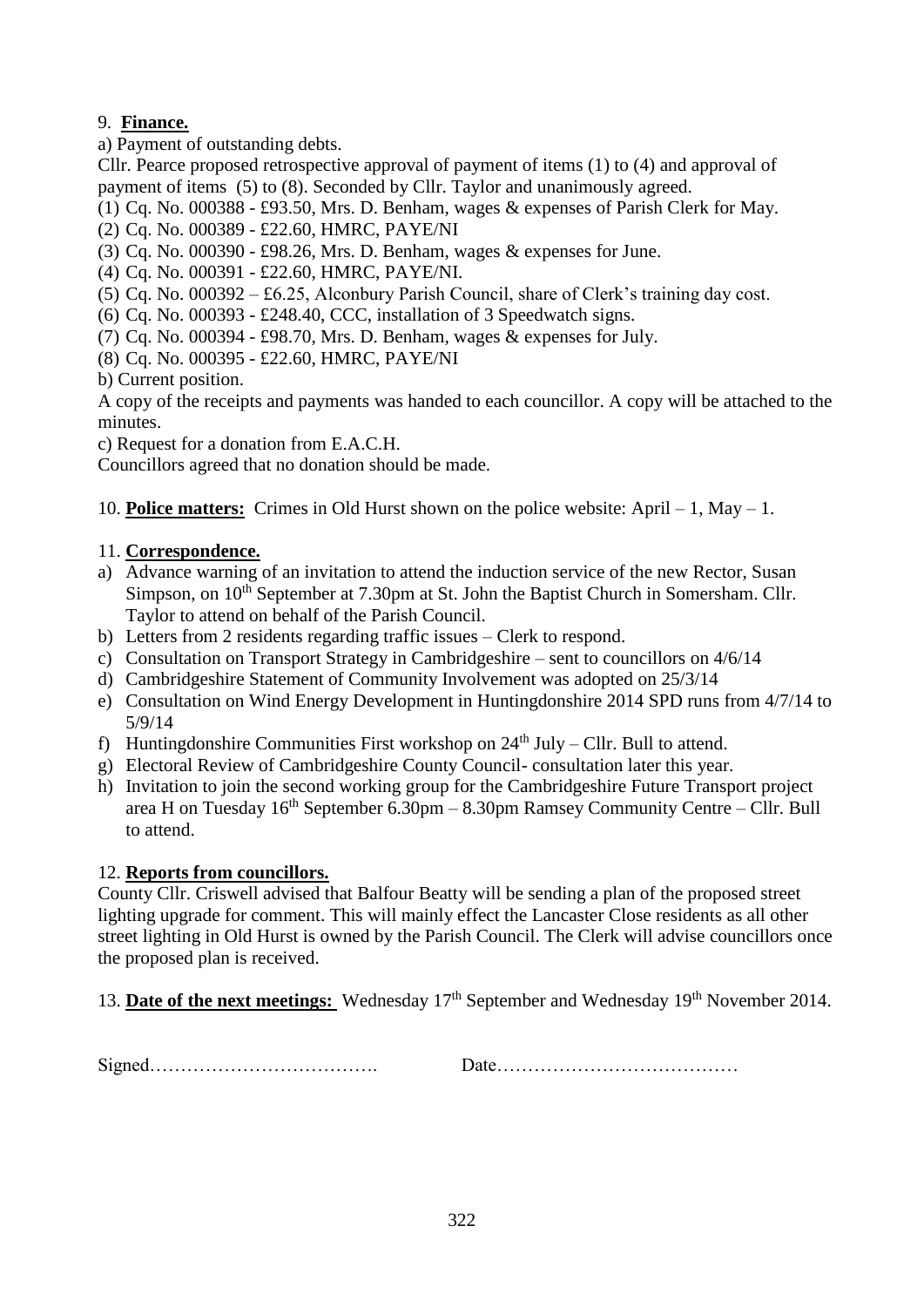9. **Finance.**

a) Payment of outstanding debts.

Cllr. Pearce proposed retrospective approval of payment of items (1) to (4) and approval of payment of items (5) to (8). Seconded by Cllr. Taylor and unanimously agreed.

(1) Cq. No. 000388 - £93.50, Mrs. D. Benham, wages & expenses of Parish Clerk for May.
(2) Cq. No. 000389 - £22.60, HMRC, PAYE/NI
(3) Cq. No. 000390 - £98.26, Mrs. D. Benham, wages & expenses for June.
(4) Cq. No. 000391 - £22.60, HMRC, PAYE/NI.
(5) Cq. No. 000392 – £6.25, Alconbury Parish Council, share of Clerk's training day cost.
(6) Cq. No. 000393 - £248.40, CCC, installation of 3 Speedwatch signs.
(7) Cq. No. 000394 - £98.70, Mrs. D. Benham, wages & expenses for July.
(8) Cq. No. 000395 - £22.60, HMRC, PAYE/NI

b) Current position.

A copy of the receipts and payments was handed to each councillor. A copy will be attached to the minutes.

c) Request for a donation from E.A.C.H.

Councillors agreed that no donation should be made.

10. **Police matters:** Crimes in Old Hurst shown on the police website: April – 1, May – 1.

11. **Correspondence.**

a) Advance warning of an invitation to attend the induction service of the new Rector, Susan Simpson, on 10th September at 7.30pm at St. John the Baptist Church in Somersham. Cllr. Taylor to attend on behalf of the Parish Council.
b) Letters from 2 residents regarding traffic issues – Clerk to respond.
c) Consultation on Transport Strategy in Cambridgeshire – sent to councillors on 4/6/14
d) Cambridgeshire Statement of Community Involvement was adopted on 25/3/14
e) Consultation on Wind Energy Development in Huntingdonshire 2014 SPD runs from 4/7/14 to 5/9/14
f) Huntingdonshire Communities First workshop on 24th July – Cllr. Bull to attend.
g) Electoral Review of Cambridgeshire County Council- consultation later this year.
h) Invitation to join the second working group for the Cambridgeshire Future Transport project area H on Tuesday 16th September 6.30pm – 8.30pm Ramsey Community Centre – Cllr. Bull to attend.

12. **Reports from councillors.**

County Cllr. Criswell advised that Balfour Beatty will be sending a plan of the proposed street lighting upgrade for comment. This will mainly effect the Lancaster Close residents as all other street lighting in Old Hurst is owned by the Parish Council. The Clerk will advise councillors once the proposed plan is received.

13. **Date of the next meetings:** Wednesday 17th September and Wednesday 19th November 2014.

Signed………………………………. Date…………………………………